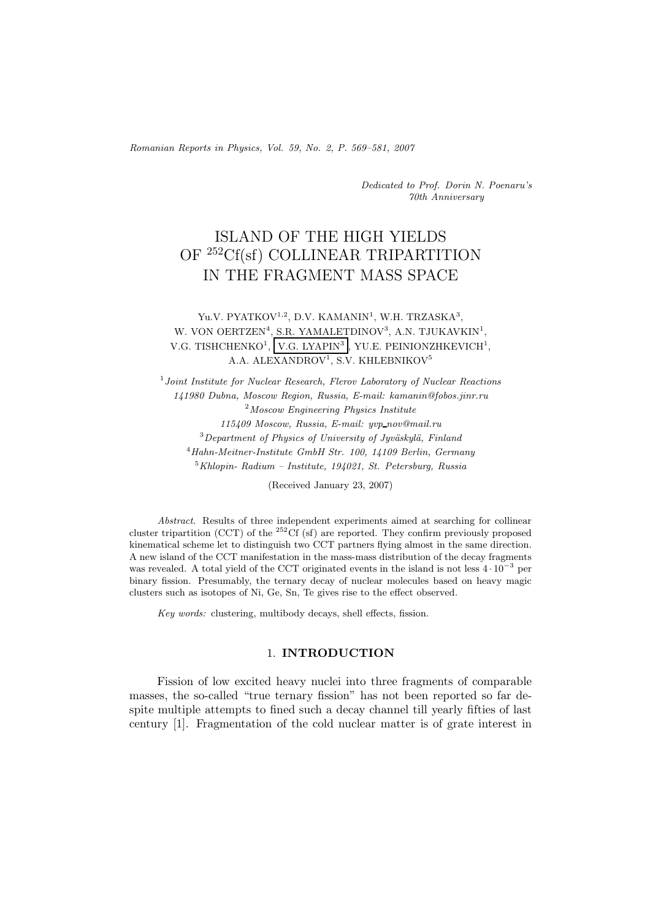*Dedicated to Prof. Dorin N. Poenaru's 70th Anniversary*

# ISLAND OF THE HIGH YIELDS OF $^{252}$Cf(sf) COLLINEAR TRIPARTITION IN THE FRAGMENT MASS SPACE

Yu.V. PYATKOV[1,2], D.V. KAMANIN[1], W.H. TRZASKA[3], W. VON OERTZEN[4], S.R. YAMALETDINOV[3], A.N. TJUKAVKIN[1], V.G. TISHCHENKO[1], V.G. LYAPIN[3], YU.E. PEINIONZHKEVICH[1], A.A. ALEXANDROV[1], S.V. KHLEBNIKOV[5]

[1] *Joint Institute for Nuclear Research, Flerov Laboratory of Nuclear Reactions 141980 Dubna, Moscow Region, Russia, E-mail: kamanin@fobos.jinr.ru*

[2] *Moscow Engineering Physics Institute 115409 Moscow, Russia, E-mail: yvp_nov@mail.ru*

[3] *Department of Physics of University of Jyväskylä, Finland*

[4] *Hahn-Meitner-Institute GmbH Str. 100, 14109 Berlin, Germany*

[5] *Khlopin- Radium – Institute, 194021, St. Petersburg, Russia*

(Received January 23, 2007)

*Abstract.* Results of three independent experiments aimed at searching for collinear cluster tripartition (CCT) of the $^{252}$Cf (sf) are reported. They confirm previously proposed kinematical scheme let to distinguish two CCT partners flying almost in the same direction. A new island of the CCT manifestation in the mass-mass distribution of the decay fragments was revealed. A total yield of the CCT originated events in the island is not less $4 \cdot 10^{-3}$ per binary fission. Presumably, the ternary decay of nuclear molecules based on heavy magic clusters such as isotopes of Ni, Ge, Sn, Te gives rise to the effect observed.

*Key words:* clustering, multibody decays, shell effects, fission.

## 1. INTRODUCTION

Fission of low excited heavy nuclei into three fragments of comparable masses, the so-called "true ternary fission" has not been reported so far despite multiple attempts to fined such a decay channel till yearly fifties of last century [1]. Fragmentation of the cold nuclear matter is of grate interest in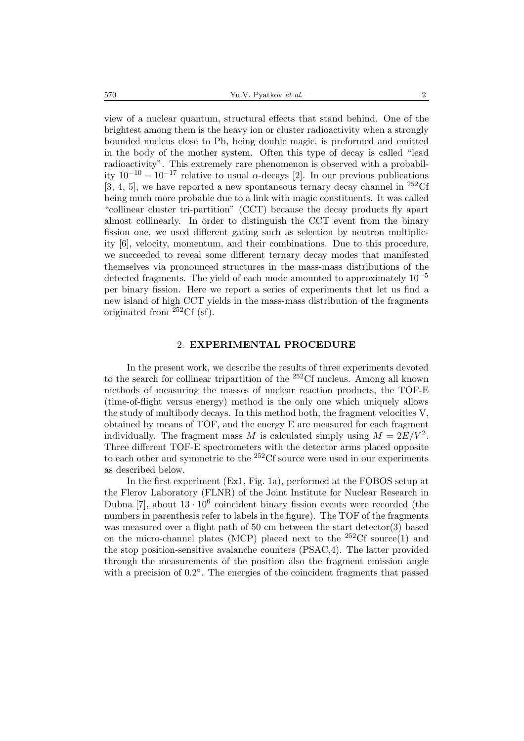view of a nuclear quantum, structural effects that stand behind. One of the brightest among them is the heavy ion or cluster radioactivity when a strongly bounded nucleus close to Pb, being double magic, is preformed and emitted in the body of the mother system. Often this type of decay is called "lead radioactivity". This extremely rare phenomenon is observed with a probability $10^{-10} - 10^{-17}$ relative to usual $\alpha$-decays [2]. In our previous publications [3, 4, 5], we have reported a new spontaneous ternary decay channel in $^{252}$Cf being much more probable due to a link with magic constituents. It was called "collinear cluster tri-partition" (CCT) because the decay products fly apart almost collinearly. In order to distinguish the CCT event from the binary fission one, we used different gating such as selection by neutron multiplicity [6], velocity, momentum, and their combinations. Due to this procedure, we succeeded to reveal some different ternary decay modes that manifested themselves via pronounced structures in the mass-mass distributions of the detected fragments. The yield of each mode amounted to approximately $10^{-5}$ per binary fission. Here we report a series of experiments that let us find a new island of high CCT yields in the mass-mass distribution of the fragments originated from $^{252}$Cf (sf).

## 2. EXPERIMENTAL PROCEDURE

In the present work, we describe the results of three experiments devoted to the search for collinear tripartition of the $^{252}$Cf nucleus. Among all known methods of measuring the masses of nuclear reaction products, the TOF-E (time-of-flight versus energy) method is the only one which uniquely allows the study of multibody decays. In this method both, the fragment velocities V, obtained by means of TOF, and the energy E are measured for each fragment individually. The fragment mass $M$ is calculated simply using $M = 2E/V^2$. Three different TOF-E spectrometers with the detector arms placed opposite to each other and symmetric to the $^{252}$Cf source were used in our experiments as described below.

In the first experiment (Ex1, Fig. 1a), performed at the FOBOS setup at the Flerov Laboratory (FLNR) of the Joint Institute for Nuclear Research in Dubna [7], about $13 \cdot 10^6$ coincident binary fission events were recorded (the numbers in parenthesis refer to labels in the figure). The TOF of the fragments was measured over a flight path of 50 cm between the start detector(3) based on the micro-channel plates (MCP) placed next to the $^{252}$Cf source(1) and the stop position-sensitive avalanche counters (PSAC,4). The latter provided through the measurements of the position also the fragment emission angle with a precision of $0.2^{\circ}$. The energies of the coincident fragments that passed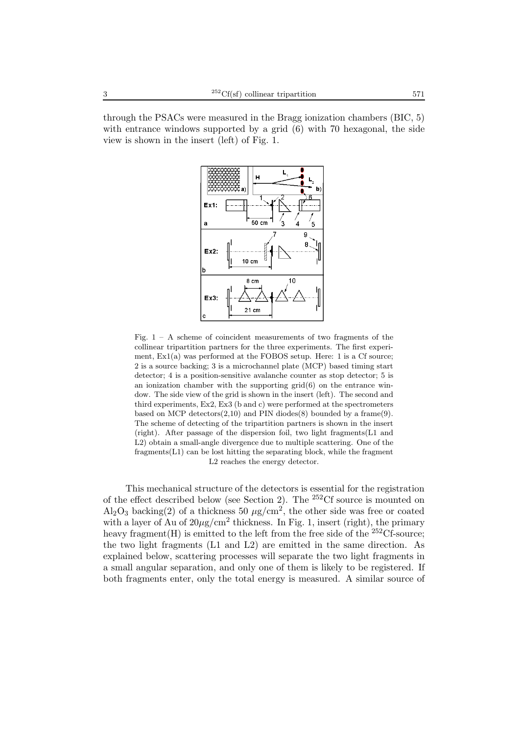through the PSACs were measured in the Bragg ionization chambers (BIC, 5) with entrance windows supported by a grid (6) with 70 hexagonal, the side view is shown in the insert (left) of Fig. 1.

Fig. 1 – A scheme of coincident measurements of two fragments of the collinear tripartition partners for the three experiments. The first experiment, Ex1(a) was performed at the FOBOS setup. Here: 1 is a Cf source; 2 is a source backing; 3 is a microchannel plate (MCP) based timing start detector; 4 is a position-sensitive avalanche counter as stop detector; 5 is an ionization chamber with the supporting grid(6) on the entrance window. The side view of the grid is shown in the insert (left). The second and third experiments, Ex2, Ex3 (b and c) were performed at the spectrometers based on MCP detectors(2,10) and PIN diodes(8) bounded by a frame(9). The scheme of detecting of the tripartition partners is shown in the insert (right). After passage of the dispersion foil, two light fragments(L1 and L2) obtain a small-angle divergence due to multiple scattering. One of the fragments(L1) can be lost hitting the separating block, while the fragment L2 reaches the energy detector.

This mechanical structure of the detectors is essential for the registration of the effect described below (see Section 2). The $^{252}$Cf source is mounted on $Al_2O_3$ backing(2) of a thickness 50 $\mu$g/cm$^2$, the other side was free or coated with a layer of Au of 20$\mu$g/cm$^2$ thickness. In Fig. 1, insert (right), the primary heavy fragment(H) is emitted to the left from the free side of the $^{252}$Cf-source; the two light fragments (L1 and L2) are emitted in the same direction. As explained below, scattering processes will separate the two light fragments in a small angular separation, and only one of them is likely to be registered. If both fragments enter, only the total energy is measured. A similar source of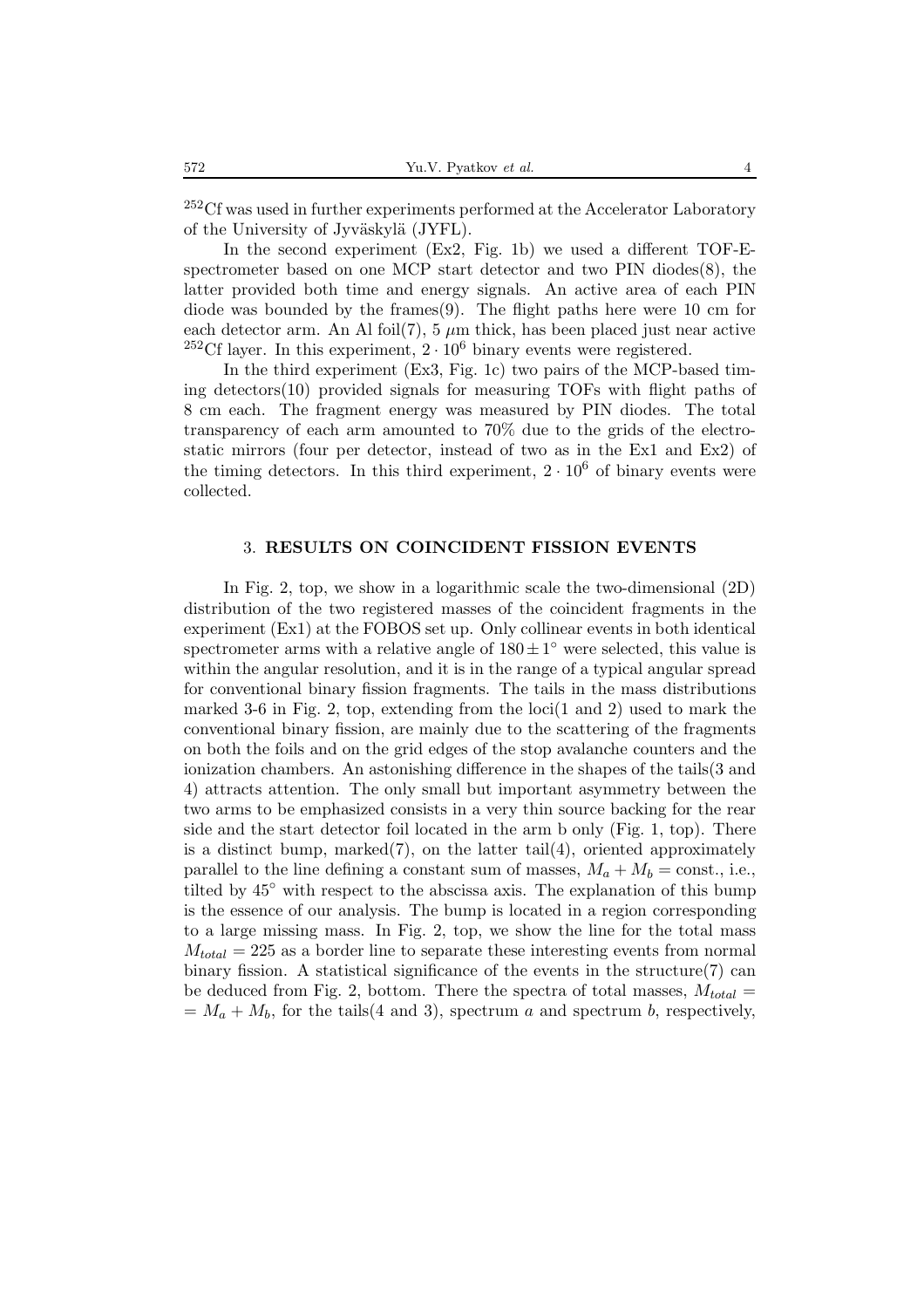$^{252}$Cf was used in further experiments performed at the Accelerator Laboratory of the University of Jyväskylä (JYFL).

In the second experiment (Ex2, Fig. 1b) we used a different TOF-E-spectrometer based on one MCP start detector and two PIN diodes(8), the latter provided both time and energy signals. An active area of each PIN diode was bounded by the frames(9). The flight paths here were 10 cm for each detector arm. An Al foil(7), 5 $\mu$m thick, has been placed just near active $^{252}$Cf layer. In this experiment, $2 \cdot 10^6$ binary events were registered.

In the third experiment (Ex3, Fig. 1c) two pairs of the MCP-based timing detectors(10) provided signals for measuring TOFs with flight paths of 8 cm each. The fragment energy was measured by PIN diodes. The total transparency of each arm amounted to 70% due to the grids of the electrostatic mirrors (four per detector, instead of two as in the Ex1 and Ex2) of the timing detectors. In this third experiment, $2 \cdot 10^6$ of binary events were collected.

## 3. RESULTS ON COINCIDENT FISSION EVENTS

In Fig. 2, top, we show in a logarithmic scale the two-dimensional (2D) distribution of the two registered masses of the coincident fragments in the experiment (Ex1) at the FOBOS set up. Only collinear events in both identical spectrometer arms with a relative angle of $180 \pm 1^\circ$ were selected, this value is within the angular resolution, and it is in the range of a typical angular spread for conventional binary fission fragments. The tails in the mass distributions marked 3-6 in Fig. 2, top, extending from the loci(1 and 2) used to mark the conventional binary fission, are mainly due to the scattering of the fragments on both the foils and on the grid edges of the stop avalanche counters and the ionization chambers. An astonishing difference in the shapes of the tails(3 and 4) attracts attention. The only small but important asymmetry between the two arms to be emphasized consists in a very thin source backing for the rear side and the start detector foil located in the arm b only (Fig. 1, top). There is a distinct bump, marked(7), on the latter tail(4), oriented approximately parallel to the line defining a constant sum of masses, $M_a + M_b = \text{const.}$, i.e., tilted by $45^\circ$ with respect to the abscissa axis. The explanation of this bump is the essence of our analysis. The bump is located in a region corresponding to a large missing mass. In Fig. 2, top, we show the line for the total mass $M_{total} = 225$ as a border line to separate these interesting events from normal binary fission. A statistical significance of the events in the structure(7) can be deduced from Fig. 2, bottom. There the spectra of total masses, $M_{total} = M_a + M_b$, for the tails(4 and 3), spectrum $a$ and spectrum $b$, respectively,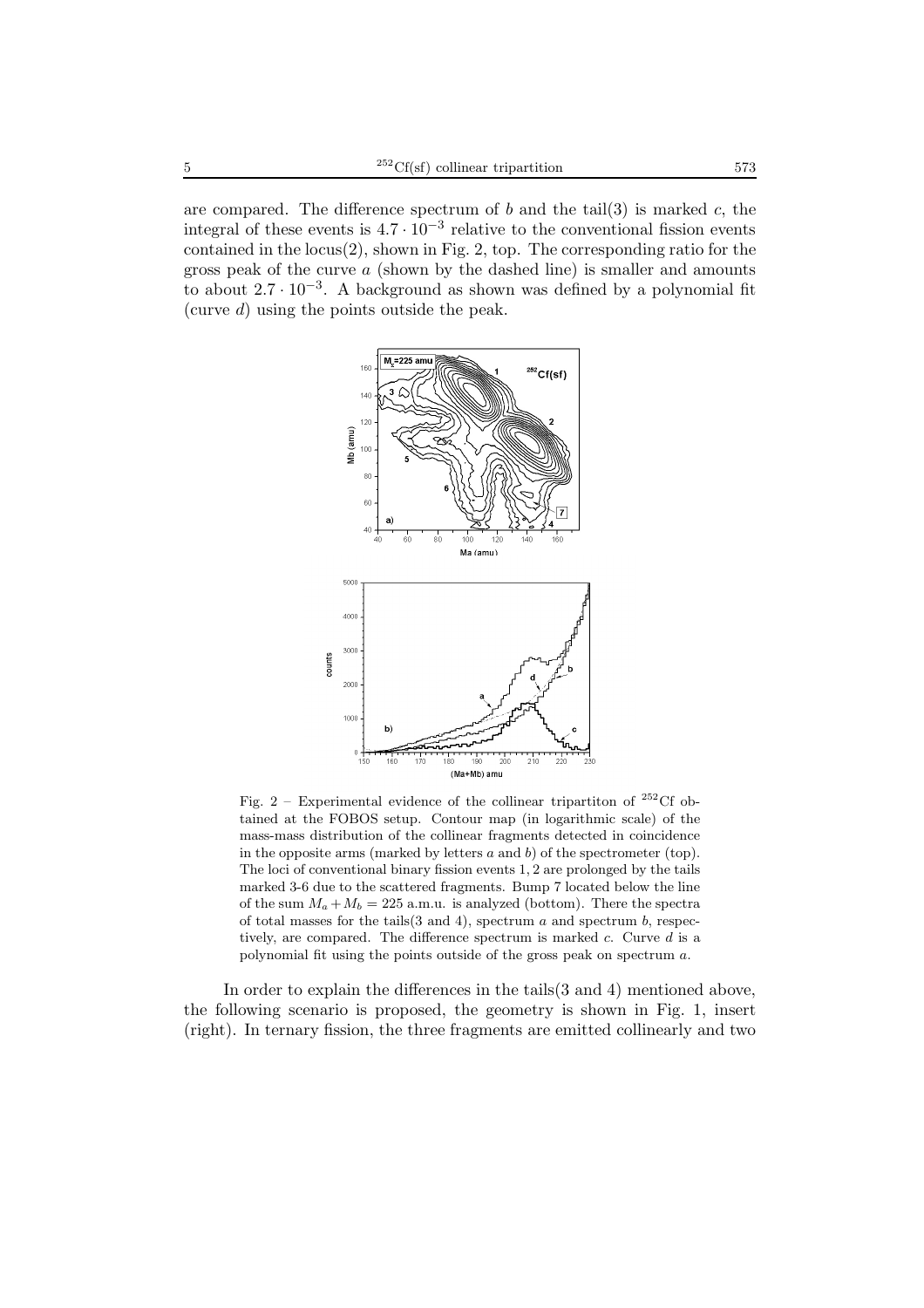are compared. The difference spectrum of $b$ and the tail(3) is marked $c$, the integral of these events is $4.7 \cdot 10^{-3}$ relative to the conventional fission events contained in the locus(2), shown in Fig. 2, top. The corresponding ratio for the gross peak of the curve $a$ (shown by the dashed line) is smaller and amounts to about $2.7 \cdot 10^{-3}$. A background as shown was defined by a polynomial fit (curve $d$) using the points outside the peak.

Fig. 2 – Experimental evidence of the collinear tripartiton of $^{252}$Cf obtained at the FOBOS setup. Contour map (in logarithmic scale) of the mass-mass distribution of the collinear fragments detected in coincidence in the opposite arms (marked by letters $a$ and $b$) of the spectrometer (top). The loci of conventional binary fission events 1, 2 are prolonged by the tails marked 3-6 due to the scattered fragments. Bump 7 located below the line of the sum $M_a + M_b = 225$ a.m.u. is analyzed (bottom). There the spectra of total masses for the tails(3 and 4), spectrum $a$ and spectrum $b$, respectively, are compared. The difference spectrum is marked $c$. Curve $d$ is a polynomial fit using the points outside of the gross peak on spectrum $a$.

In order to explain the differences in the tails(3 and 4) mentioned above, the following scenario is proposed, the geometry is shown in Fig. 1, insert (right). In ternary fission, the three fragments are emitted collinearly and two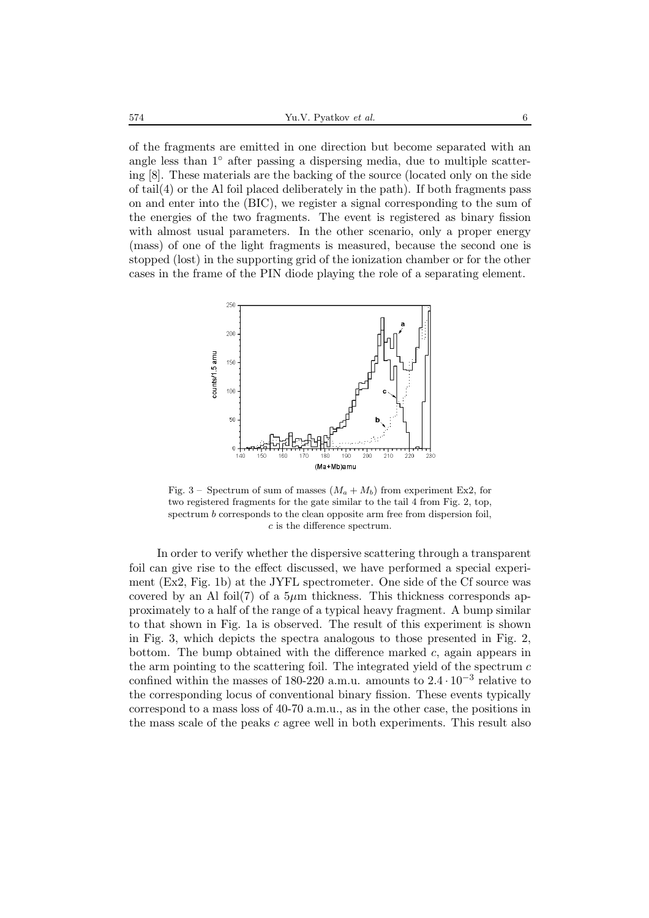of the fragments are emitted in one direction but become separated with an angle less than 1° after passing a dispersing media, due to multiple scattering [8]. These materials are the backing of the source (located only on the side of tail(4) or the Al foil placed deliberately in the path). If both fragments pass on and enter into the (BIC), we register a signal corresponding to the sum of the energies of the two fragments. The event is registered as binary fission with almost usual parameters. In the other scenario, only a proper energy (mass) of one of the light fragments is measured, because the second one is stopped (lost) in the supporting grid of the ionization chamber or for the other cases in the frame of the PIN diode playing the role of a separating element.

Fig. 3 – Spectrum of sum of masses ($M_a + M_b$) from experiment Ex2, for two registered fragments for the gate similar to the tail 4 from Fig. 2, top, spectrum *b* corresponds to the clean opposite arm free from dispersion foil, *c* is the difference spectrum.

In order to verify whether the dispersive scattering through a transparent foil can give rise to the effect discussed, we have performed a special experiment (Ex2, Fig. 1b) at the JYFL spectrometer. One side of the Cf source was covered by an Al foil(7) of a 5$\mu$m thickness. This thickness corresponds approximately to a half of the range of a typical heavy fragment. A bump similar to that shown in Fig. 1a is observed. The result of this experiment is shown in Fig. 3, which depicts the spectra analogous to those presented in Fig. 2, bottom. The bump obtained with the difference marked *c*, again appears in the arm pointing to the scattering foil. The integrated yield of the spectrum *c* confined within the masses of 180-220 a.m.u. amounts to $2.4 \cdot 10^{-3}$ relative to the corresponding locus of conventional binary fission. These events typically correspond to a mass loss of 40-70 a.m.u., as in the other case, the positions in the mass scale of the peaks *c* agree well in both experiments. This result also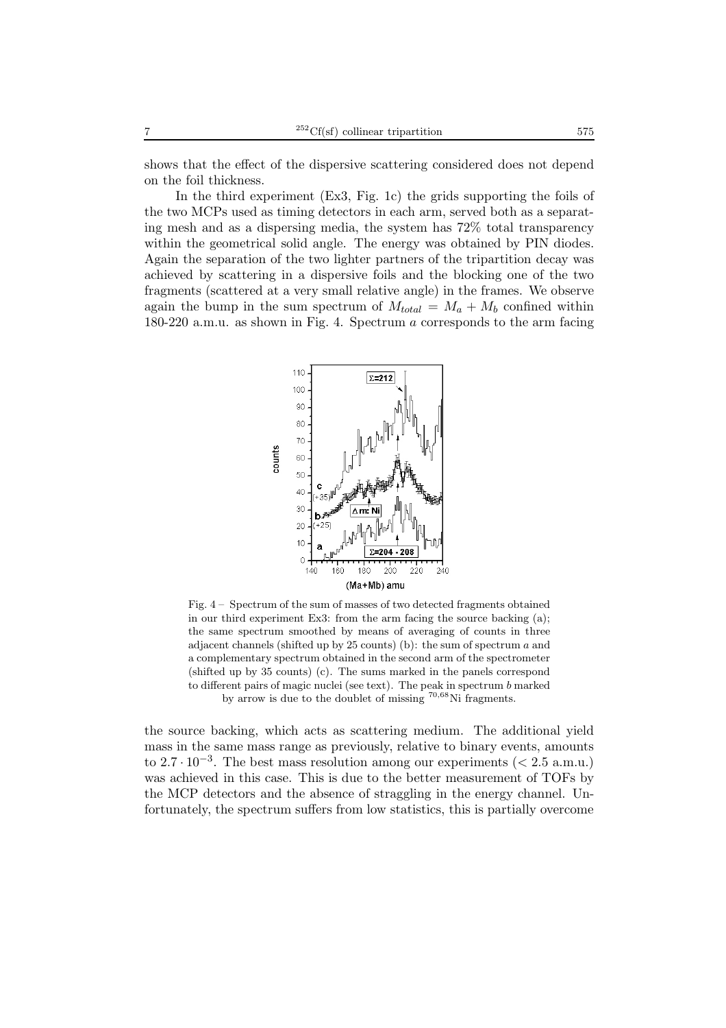shows that the effect of the dispersive scattering considered does not depend on the foil thickness.

In the third experiment (Ex3, Fig. 1c) the grids supporting the foils of the two MCPs used as timing detectors in each arm, served both as a separating mesh and as a dispersing media, the system has 72% total transparency within the geometrical solid angle. The energy was obtained by PIN diodes. Again the separation of the two lighter partners of the tripartition decay was achieved by scattering in a dispersive foils and the blocking one of the two fragments (scattered at a very small relative angle) in the frames. We observe again the bump in the sum spectrum of $M_{total} = M_a + M_b$ confined within 180-220 a.m.u. as shown in Fig. 4. Spectrum $a$ corresponds to the arm facing

Fig. 4 – Spectrum of the sum of masses of two detected fragments obtained in our third experiment Ex3: from the arm facing the source backing (a); the same spectrum smoothed by means of averaging of counts in three adjacent channels (shifted up by 25 counts) (b): the sum of spectrum $a$ and a complementary spectrum obtained in the second arm of the spectrometer (shifted up by 35 counts) (c). The sums marked in the panels correspond to different pairs of magic nuclei (see text). The peak in spectrum $b$ marked by arrow is due to the doublet of missing $^{70,68}$Ni fragments.

the source backing, which acts as scattering medium. The additional yield mass in the same mass range as previously, relative to binary events, amounts to $2.7 \cdot 10^{-3}$. The best mass resolution among our experiments ($< 2.5$ a.m.u.) was achieved in this case. This is due to the better measurement of TOFs by the MCP detectors and the absence of straggling in the energy channel. Unfortunately, the spectrum suffers from low statistics, this is partially overcome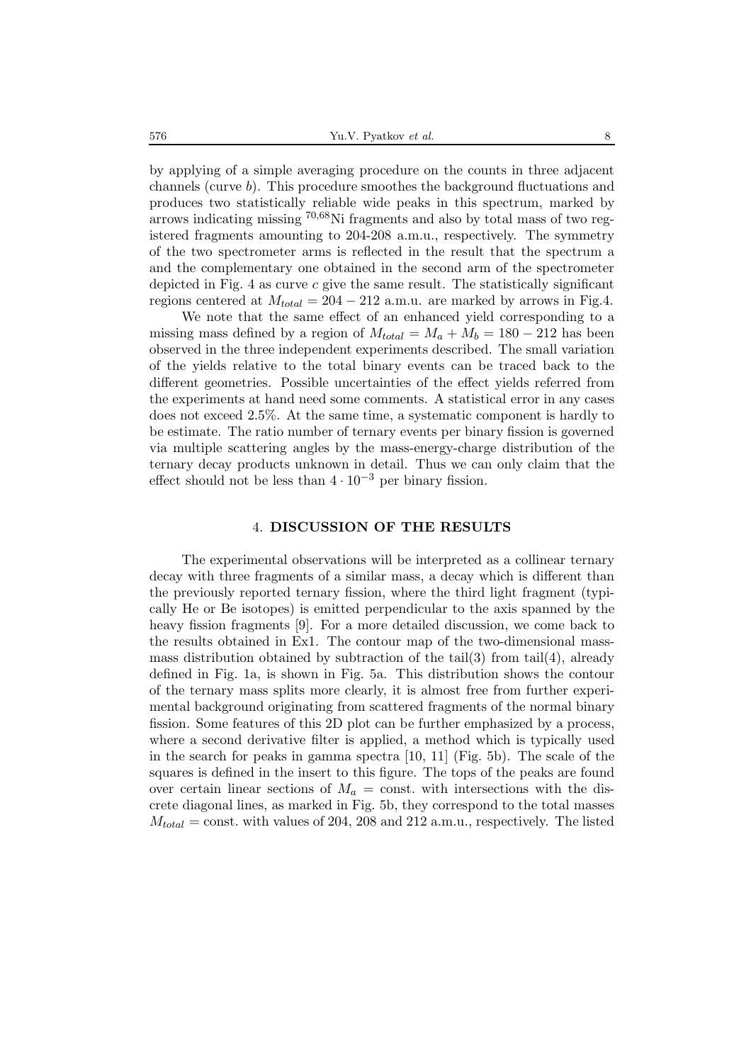by applying of a simple averaging procedure on the counts in three adjacent channels (curve *b*). This procedure smoothes the background fluctuations and produces two statistically reliable wide peaks in this spectrum, marked by arrows indicating missing $^{70,68}$Ni fragments and also by total mass of two registered fragments amounting to 204-208 a.m.u., respectively. The symmetry of the two spectrometer arms is reflected in the result that the spectrum a and the complementary one obtained in the second arm of the spectrometer depicted in Fig. 4 as curve *c* give the same result. The statistically significant regions centered at $M_{total} = 204 - 212$ a.m.u. are marked by arrows in Fig.4.

We note that the same effect of an enhanced yield corresponding to a missing mass defined by a region of $M_{total} = M_a + M_b = 180 - 212$ has been observed in the three independent experiments described. The small variation of the yields relative to the total binary events can be traced back to the different geometries. Possible uncertainties of the effect yields referred from the experiments at hand need some comments. A statistical error in any cases does not exceed 2.5%. At the same time, a systematic component is hardly to be estimate. The ratio number of ternary events per binary fission is governed via multiple scattering angles by the mass-energy-charge distribution of the ternary decay products unknown in detail. Thus we can only claim that the effect should not be less than $4 \cdot 10^{-3}$ per binary fission.

## 4. DISCUSSION OF THE RESULTS

The experimental observations will be interpreted as a collinear ternary decay with three fragments of a similar mass, a decay which is different than the previously reported ternary fission, where the third light fragment (typically He or Be isotopes) is emitted perpendicular to the axis spanned by the heavy fission fragments [9]. For a more detailed discussion, we come back to the results obtained in Ex1. The contour map of the two-dimensional mass-mass distribution obtained by subtraction of the tail(3) from tail(4), already defined in Fig. 1a, is shown in Fig. 5a. This distribution shows the contour of the ternary mass splits more clearly, it is almost free from further experimental background originating from scattered fragments of the normal binary fission. Some features of this 2D plot can be further emphasized by a process, where a second derivative filter is applied, a method which is typically used in the search for peaks in gamma spectra [10, 11] (Fig. 5b). The scale of the squares is defined in the insert to this figure. The tops of the peaks are found over certain linear sections of $M_a =$ const. with intersections with the discrete diagonal lines, as marked in Fig. 5b, they correspond to the total masses $M_{total} =$ const. with values of 204, 208 and 212 a.m.u., respectively. The listed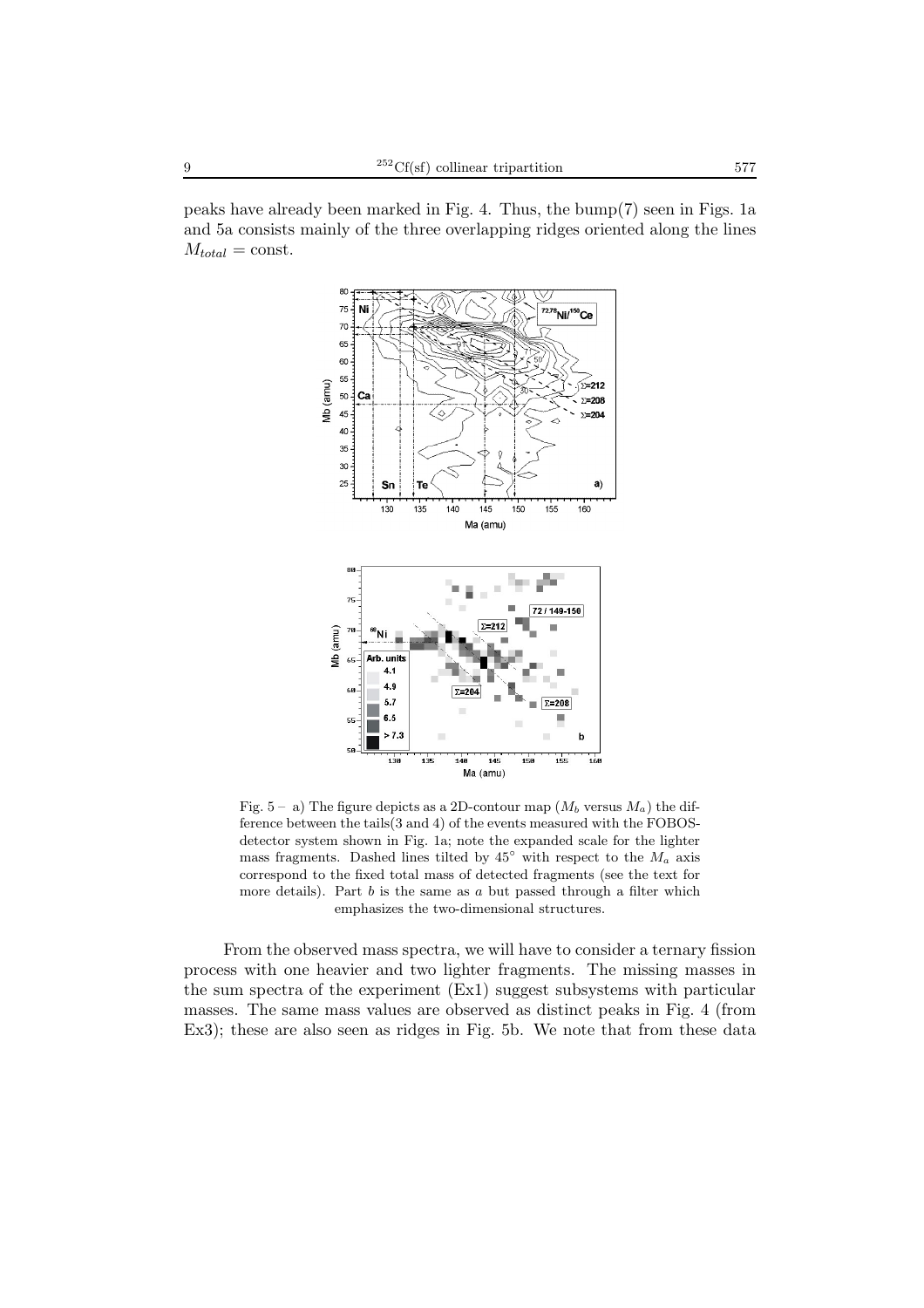peaks have already been marked in Fig. 4. Thus, the bump(7) seen in Figs. 1a and 5a consists mainly of the three overlapping ridges oriented along the lines $M_{total} = \text{const}$.

Fig. 5 – a) The figure depicts as a 2D-contour map ($M_b$ versus $M_a$) the difference between the tails(3 and 4) of the events measured with the FOBOS-detector system shown in Fig. 1a; note the expanded scale for the lighter mass fragments. Dashed lines tilted by 45° with respect to the $M_a$ axis correspond to the fixed total mass of detected fragments (see the text for more details). Part *b* is the same as *a* but passed through a filter which emphasizes the two-dimensional structures.

From the observed mass spectra, we will have to consider a ternary fission process with one heavier and two lighter fragments. The missing masses in the sum spectra of the experiment (Ex1) suggest subsystems with particular masses. The same mass values are observed as distinct peaks in Fig. 4 (from Ex3); these are also seen as ridges in Fig. 5b. We note that from these data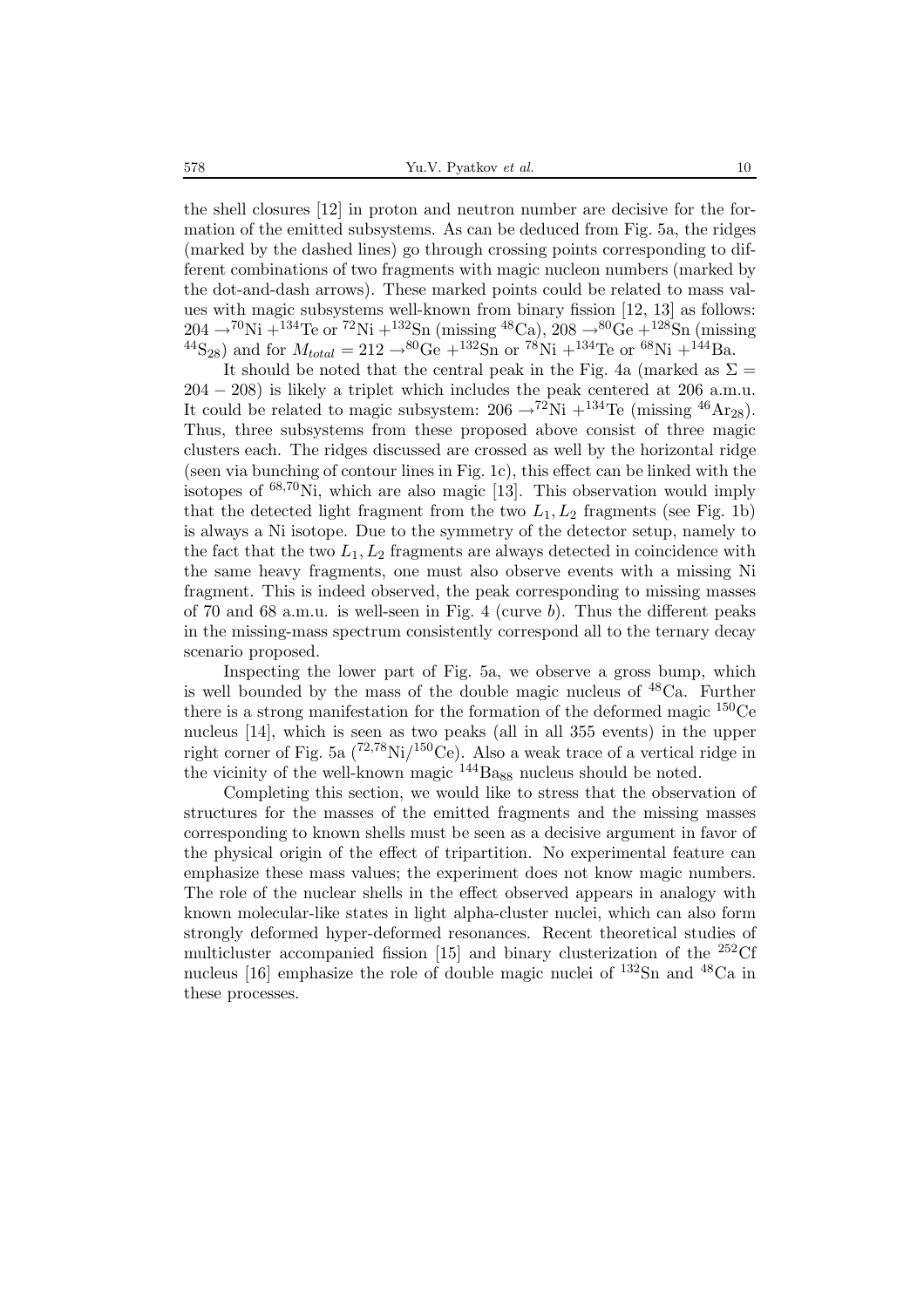the shell closures [12] in proton and neutron number are decisive for the formation of the emitted subsystems. As can be deduced from Fig. 5a, the ridges (marked by the dashed lines) go through crossing points corresponding to different combinations of two fragments with magic nucleon numbers (marked by the dot-and-dash arrows). These marked points could be related to mass values with magic subsystems well-known from binary fission [12, 13] as follows: $204 \rightarrow {}^{70}$Ni $+{}^{134}$Te or ${}^{72}$Ni $+{}^{132}$Sn (missing ${}^{48}$Ca), $208 \rightarrow {}^{80}$Ge $+{}^{128}$Sn (missing ${}^{44}$S$_{28}$) and for $M_{total} = 212 \rightarrow {}^{80}$Ge $+{}^{132}$Sn or ${}^{78}$Ni $+{}^{134}$Te or ${}^{68}$Ni $+{}^{144}$Ba.

It should be noted that the central peak in the Fig. 4a (marked as $\Sigma = 204 - 208$) is likely a triplet which includes the peak centered at 206 a.m.u. It could be related to magic subsystem: $206 \rightarrow {}^{72}$Ni $+{}^{134}$Te (missing ${}^{46}$Ar$_{28}$). Thus, three subsystems from these proposed above consist of three magic clusters each. The ridges discussed are crossed as well by the horizontal ridge (seen via bunching of contour lines in Fig. 1c), this effect can be linked with the isotopes of ${}^{68,70}$Ni, which are also magic [13]. This observation would imply that the detected light fragment from the two $L_1, L_2$ fragments (see Fig. 1b) is always a Ni isotope. Due to the symmetry of the detector setup, namely to the fact that the two $L_1, L_2$ fragments are always detected in coincidence with the same heavy fragments, one must also observe events with a missing Ni fragment. This is indeed observed, the peak corresponding to missing masses of 70 and 68 a.m.u. is well-seen in Fig. 4 (curve *b*). Thus the different peaks in the missing-mass spectrum consistently correspond all to the ternary decay scenario proposed.

Inspecting the lower part of Fig. 5a, we observe a gross bump, which is well bounded by the mass of the double magic nucleus of ${}^{48}$Ca. Further there is a strong manifestation for the formation of the deformed magic ${}^{150}$Ce nucleus [14], which is seen as two peaks (all in all 355 events) in the upper right corner of Fig. 5a (${}^{72,78}$Ni/${}^{150}$Ce). Also a weak trace of a vertical ridge in the vicinity of the well-known magic ${}^{144}$Ba$_{88}$ nucleus should be noted.

Completing this section, we would like to stress that the observation of structures for the masses of the emitted fragments and the missing masses corresponding to known shells must be seen as a decisive argument in favor of the physical origin of the effect of tripartition. No experimental feature can emphasize these mass values; the experiment does not know magic numbers. The role of the nuclear shells in the effect observed appears in analogy with known molecular-like states in light alpha-cluster nuclei, which can also form strongly deformed hyper-deformed resonances. Recent theoretical studies of multicluster accompanied fission [15] and binary clusterization of the ${}^{252}$Cf nucleus [16] emphasize the role of double magic nuclei of ${}^{132}$Sn and ${}^{48}$Ca in these processes.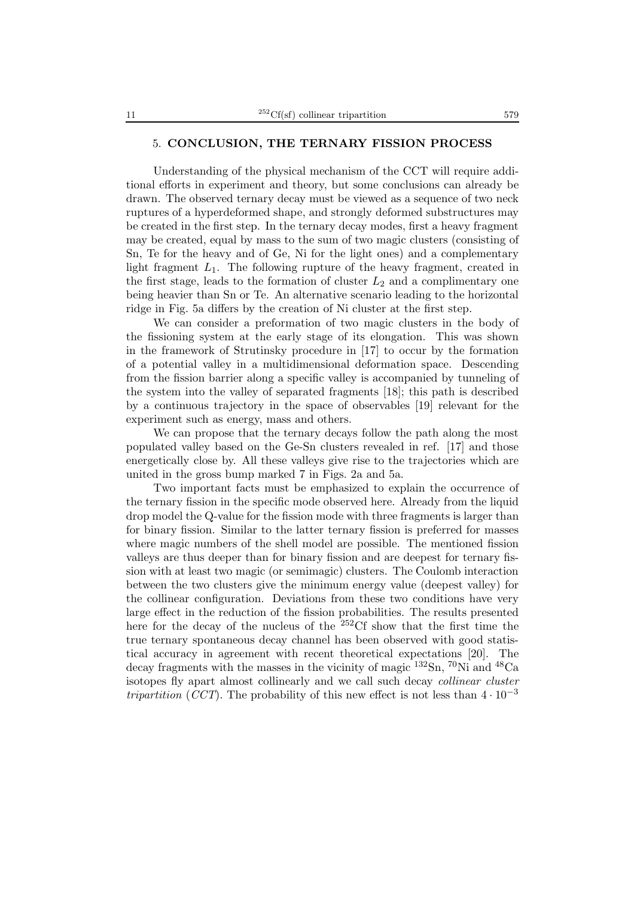## 5. CONCLUSION, THE TERNARY FISSION PROCESS

Understanding of the physical mechanism of the CCT will require additional efforts in experiment and theory, but some conclusions can already be drawn. The observed ternary decay must be viewed as a sequence of two neck ruptures of a hyperdeformed shape, and strongly deformed substructures may be created in the first step. In the ternary decay modes, first a heavy fragment may be created, equal by mass to the sum of two magic clusters (consisting of Sn, Te for the heavy and of Ge, Ni for the light ones) and a complementary light fragment $L_1$. The following rupture of the heavy fragment, created in the first stage, leads to the formation of cluster $L_2$ and a complimentary one being heavier than Sn or Te. An alternative scenario leading to the horizontal ridge in Fig. 5a differs by the creation of Ni cluster at the first step.

We can consider a preformation of two magic clusters in the body of the fissioning system at the early stage of its elongation. This was shown in the framework of Strutinsky procedure in [17] to occur by the formation of a potential valley in a multidimensional deformation space. Descending from the fission barrier along a specific valley is accompanied by tunneling of the system into the valley of separated fragments [18]; this path is described by a continuous trajectory in the space of observables [19] relevant for the experiment such as energy, mass and others.

We can propose that the ternary decays follow the path along the most populated valley based on the Ge-Sn clusters revealed in ref. [17] and those energetically close by. All these valleys give rise to the trajectories which are united in the gross bump marked 7 in Figs. 2a and 5a.

Two important facts must be emphasized to explain the occurrence of the ternary fission in the specific mode observed here. Already from the liquid drop model the Q-value for the fission mode with three fragments is larger than for binary fission. Similar to the latter ternary fission is preferred for masses where magic numbers of the shell model are possible. The mentioned fission valleys are thus deeper than for binary fission and are deepest for ternary fission with at least two magic (or semimagic) clusters. The Coulomb interaction between the two clusters give the minimum energy value (deepest valley) for the collinear configuration. Deviations from these two conditions have very large effect in the reduction of the fission probabilities. The results presented here for the decay of the nucleus of the $^{252}$Cf show that the first time the true ternary spontaneous decay channel has been observed with good statistical accuracy in agreement with recent theoretical expectations [20]. The decay fragments with the masses in the vicinity of magic $^{132}$Sn, $^{70}$Ni and $^{48}$Ca isotopes fly apart almost collinearly and we call such decay *collinear cluster tripartition* (*CCT*). The probability of this new effect is not less than $4 \cdot 10^{-3}$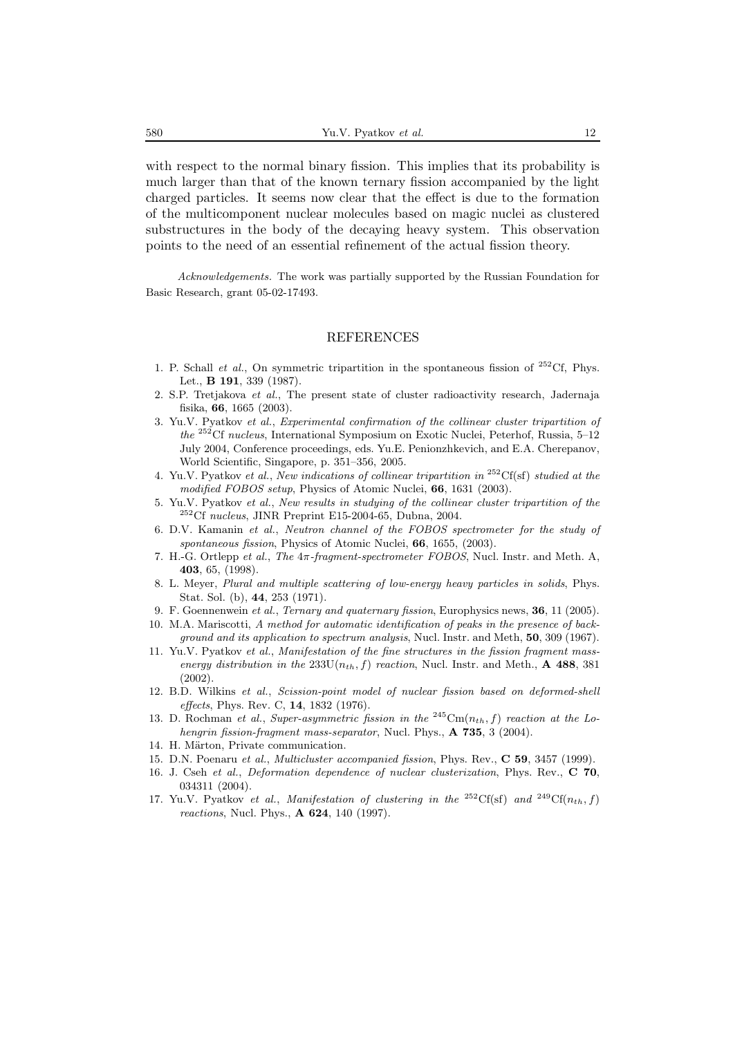with respect to the normal binary fission. This implies that its probability is much larger than that of the known ternary fission accompanied by the light charged particles. It seems now clear that the effect is due to the formation of the multicomponent nuclear molecules based on magic nuclei as clustered substructures in the body of the decaying heavy system. This observation points to the need of an essential refinement of the actual fission theory.

*Acknowledgements.* The work was partially supported by the Russian Foundation for Basic Research, grant 05-02-17493.

## REFERENCES

1. P. Schall *et al.*, On symmetric tripartition in the spontaneous fission of $^{252}$Cf, Phys. Let., **B 191**, 339 (1987).
2. S.P. Tretjakova *et al.*, The present state of cluster radioactivity research, Jadernaja fisika, **66**, 1665 (2003).
3. Yu.V. Pyatkov *et al.*, *Experimental confirmation of the collinear cluster tripartition of the* $^{252}$Cf *nucleus*, International Symposium on Exotic Nuclei, Peterhof, Russia, 5–12 July 2004, Conference proceedings, eds. Yu.E. Penionzhkevich, and E.A. Cherepanov, World Scientific, Singapore, p. 351–356, 2005.
4. Yu.V. Pyatkov *et al.*, *New indications of collinear tripartition in* $^{252}$Cf(sf) *studied at the modified FOBOS setup*, Physics of Atomic Nuclei, **66**, 1631 (2003).
5. Yu.V. Pyatkov *et al.*, *New results in studying of the collinear cluster tripartition of the* $^{252}$Cf *nucleus*, JINR Preprint E15-2004-65, Dubna, 2004.
6. D.V. Kamanin *et al.*, *Neutron channel of the FOBOS spectrometer for the study of spontaneous fission*, Physics of Atomic Nuclei, **66**, 1655, (2003).
7. H.-G. Ortlepp *et al.*, *The 4π-fragment-spectrometer FOBOS*, Nucl. Instr. and Meth. A, **403**, 65, (1998).
8. L. Meyer, *Plural and multiple scattering of low-energy heavy particles in solids*, Phys. Stat. Sol. (b), **44**, 253 (1971).
9. F. Goennenwein *et al.*, *Ternary and quaternary fission*, Europhysics news, **36**, 11 (2005).
10. M.A. Mariscotti, *A method for automatic identification of peaks in the presence of background and its application to spectrum analysis*, Nucl. Instr. and Meth, **50**, 309 (1967).
11. Yu.V. Pyatkov *et al.*, *Manifestation of the fine structures in the fission fragment mass-energy distribution in the* 233U$(n_{th}, f)$ *reaction*, Nucl. Instr. and Meth., **A 488**, 381 (2002).
12. B.D. Wilkins *et al.*, *Scission-point model of nuclear fission based on deformed-shell effects*, Phys. Rev. C, **14**, 1832 (1976).
13. D. Rochman *et al.*, *Super-asymmetric fission in the* $^{245}$Cm$(n_{th}, f)$ *reaction at the Lohengrin fission-fragment mass-separator*, Nucl. Phys., **A 735**, 3 (2004).
14. H. Märton, Private communication.
15. D.N. Poenaru *et al.*, *Multicluster accompanied fission*, Phys. Rev., **C 59**, 3457 (1999).
16. J. Cseh *et al.*, *Deformation dependence of nuclear clusterization*, Phys. Rev., **C 70**, 034311 (2004).
17. Yu.V. Pyatkov *et al.*, *Manifestation of clustering in the* $^{252}$Cf(sf) *and* $^{249}$Cf$(n_{th}, f)$ *reactions*, Nucl. Phys., **A 624**, 140 (1997).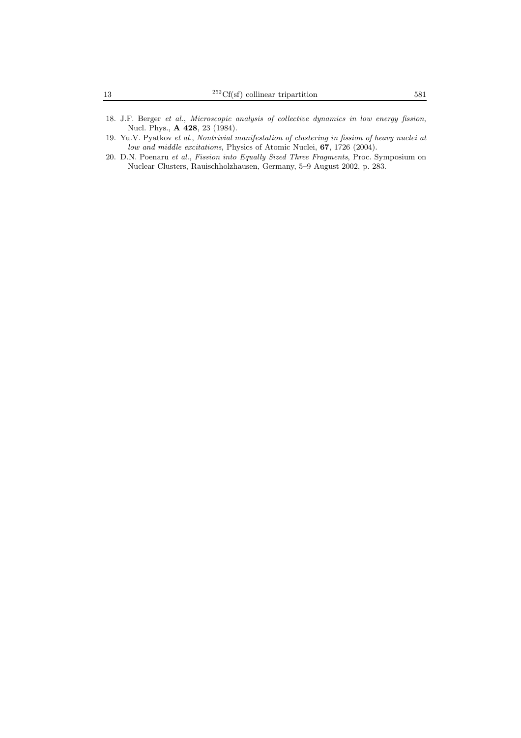18. J.F. Berger *et al.*, *Microscopic analysis of collective dynamics in low energy fission*, Nucl. Phys., **A 428**, 23 (1984).
19. Yu.V. Pyatkov *et al.*, *Nontrivial manifestation of clustering in fission of heavy nuclei at low and middle excitations*, Physics of Atomic Nuclei, **67**, 1726 (2004).
20. D.N. Poenaru *et al.*, *Fission into Equally Sized Three Fragments*, Proc. Symposium on Nuclear Clusters, Rauischholzhausen, Germany, 5–9 August 2002, p. 283.